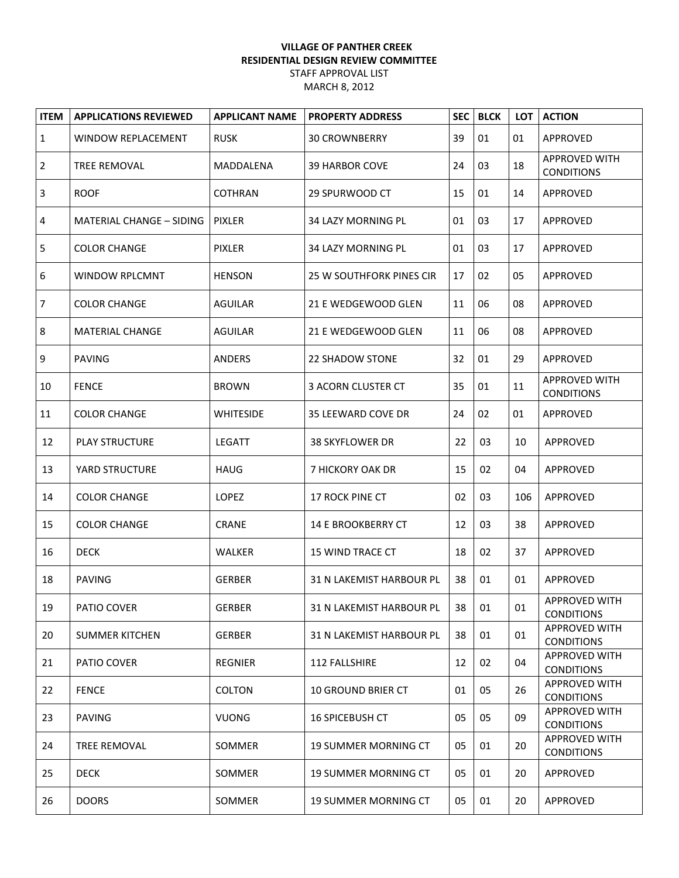**VILLAGE OF PANTHER CREEK**
**RESIDENTIAL DESIGN REVIEW COMMITTEE**
STAFF APPROVAL LIST
MARCH 8, 2012

| ITEM | APPLICATIONS REVIEWED | APPLICANT NAME | PROPERTY ADDRESS | SEC | BLCK | LOT | ACTION |
|---|---|---|---|---|---|---|---|
| 1 | WINDOW REPLACEMENT | RUSK | 30 CROWNBERRY | 39 | 01 | 01 | APPROVED |
| 2 | TREE REMOVAL | MADDALENA | 39 HARBOR COVE | 24 | 03 | 18 | APPROVED WITH CONDITIONS |
| 3 | ROOF | COTHRAN | 29 SPURWOOD CT | 15 | 01 | 14 | APPROVED |
| 4 | MATERIAL CHANGE – SIDING | PIXLER | 34 LAZY MORNING PL | 01 | 03 | 17 | APPROVED |
| 5 | COLOR CHANGE | PIXLER | 34 LAZY MORNING PL | 01 | 03 | 17 | APPROVED |
| 6 | WINDOW RPLCMNT | HENSON | 25 W SOUTHFORK PINES CIR | 17 | 02 | 05 | APPROVED |
| 7 | COLOR CHANGE | AGUILAR | 21 E WEDGEWOOD GLEN | 11 | 06 | 08 | APPROVED |
| 8 | MATERIAL CHANGE | AGUILAR | 21 E WEDGEWOOD GLEN | 11 | 06 | 08 | APPROVED |
| 9 | PAVING | ANDERS | 22 SHADOW STONE | 32 | 01 | 29 | APPROVED |
| 10 | FENCE | BROWN | 3 ACORN CLUSTER CT | 35 | 01 | 11 | APPROVED WITH CONDITIONS |
| 11 | COLOR CHANGE | WHITESIDE | 35 LEEWARD COVE DR | 24 | 02 | 01 | APPROVED |
| 12 | PLAY STRUCTURE | LEGATT | 38 SKYFLOWER DR | 22 | 03 | 10 | APPROVED |
| 13 | YARD STRUCTURE | HAUG | 7 HICKORY OAK DR | 15 | 02 | 04 | APPROVED |
| 14 | COLOR CHANGE | LOPEZ | 17 ROCK PINE CT | 02 | 03 | 106 | APPROVED |
| 15 | COLOR CHANGE | CRANE | 14 E BROOKBERRY CT | 12 | 03 | 38 | APPROVED |
| 16 | DECK | WALKER | 15 WIND TRACE CT | 18 | 02 | 37 | APPROVED |
| 18 | PAVING | GERBER | 31 N LAKEMIST HARBOUR PL | 38 | 01 | 01 | APPROVED |
| 19 | PATIO COVER | GERBER | 31 N LAKEMIST HARBOUR PL | 38 | 01 | 01 | APPROVED WITH CONDITIONS |
| 20 | SUMMER KITCHEN | GERBER | 31 N LAKEMIST HARBOUR PL | 38 | 01 | 01 | APPROVED WITH CONDITIONS |
| 21 | PATIO COVER | REGNIER | 112 FALLSHIRE | 12 | 02 | 04 | APPROVED WITH CONDITIONS |
| 22 | FENCE | COLTON | 10 GROUND BRIER CT | 01 | 05 | 26 | APPROVED WITH CONDITIONS |
| 23 | PAVING | VUONG | 16 SPICEBUSH CT | 05 | 05 | 09 | APPROVED WITH CONDITIONS |
| 24 | TREE REMOVAL | SOMMER | 19 SUMMER MORNING CT | 05 | 01 | 20 | APPROVED WITH CONDITIONS |
| 25 | DECK | SOMMER | 19 SUMMER MORNING CT | 05 | 01 | 20 | APPROVED |
| 26 | DOORS | SOMMER | 19 SUMMER MORNING CT | 05 | 01 | 20 | APPROVED |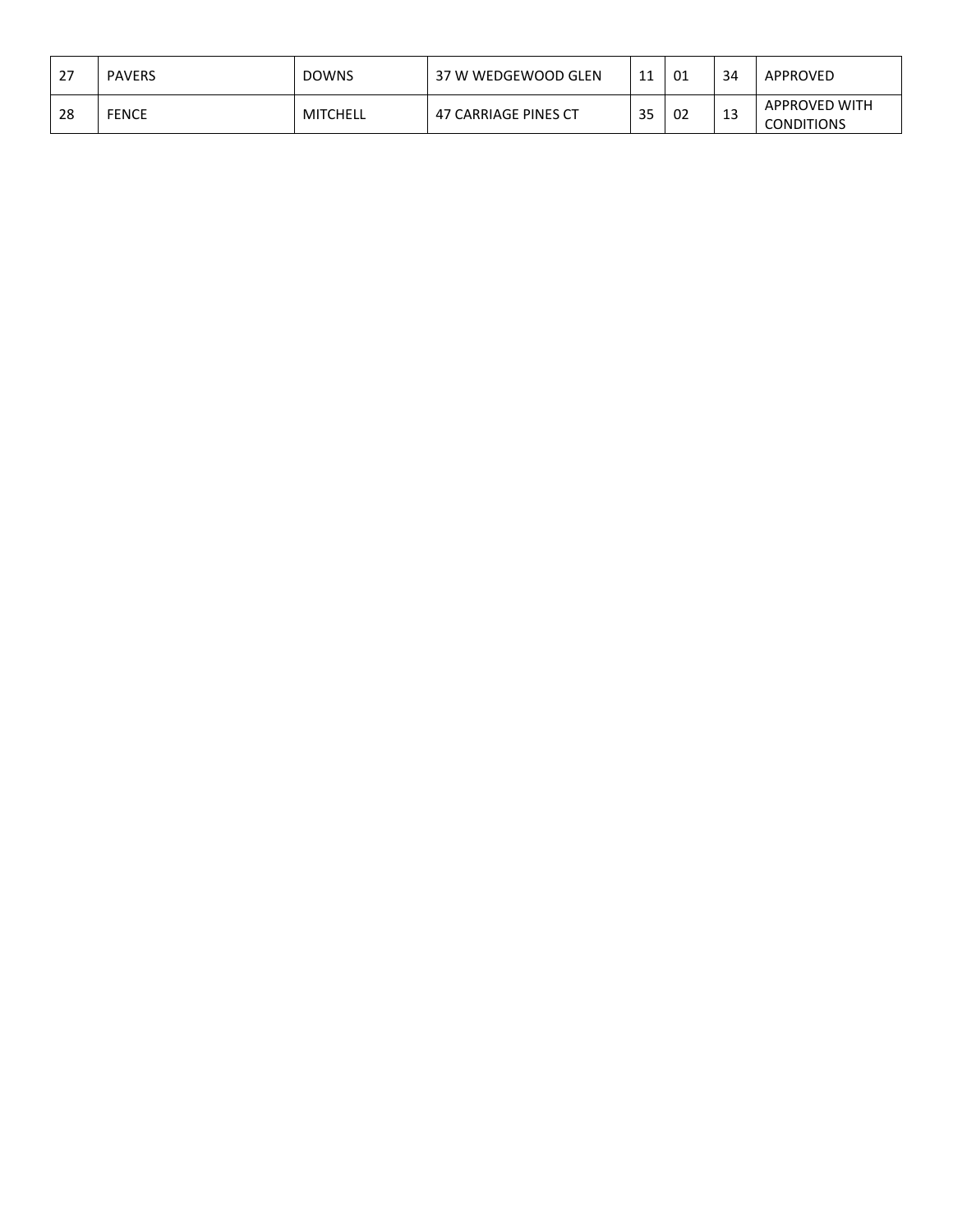| | | | | | | | |
|---|---|---|---|---|---|---|---|
| 27 | PAVERS | DOWNS | 37 W WEDGEWOOD GLEN | 11 | 01 | 34 | APPROVED |
| 28 | FENCE | MITCHELL | 47 CARRIAGE PINES CT | 35 | 02 | 13 | APPROVED WITH CONDITIONS |